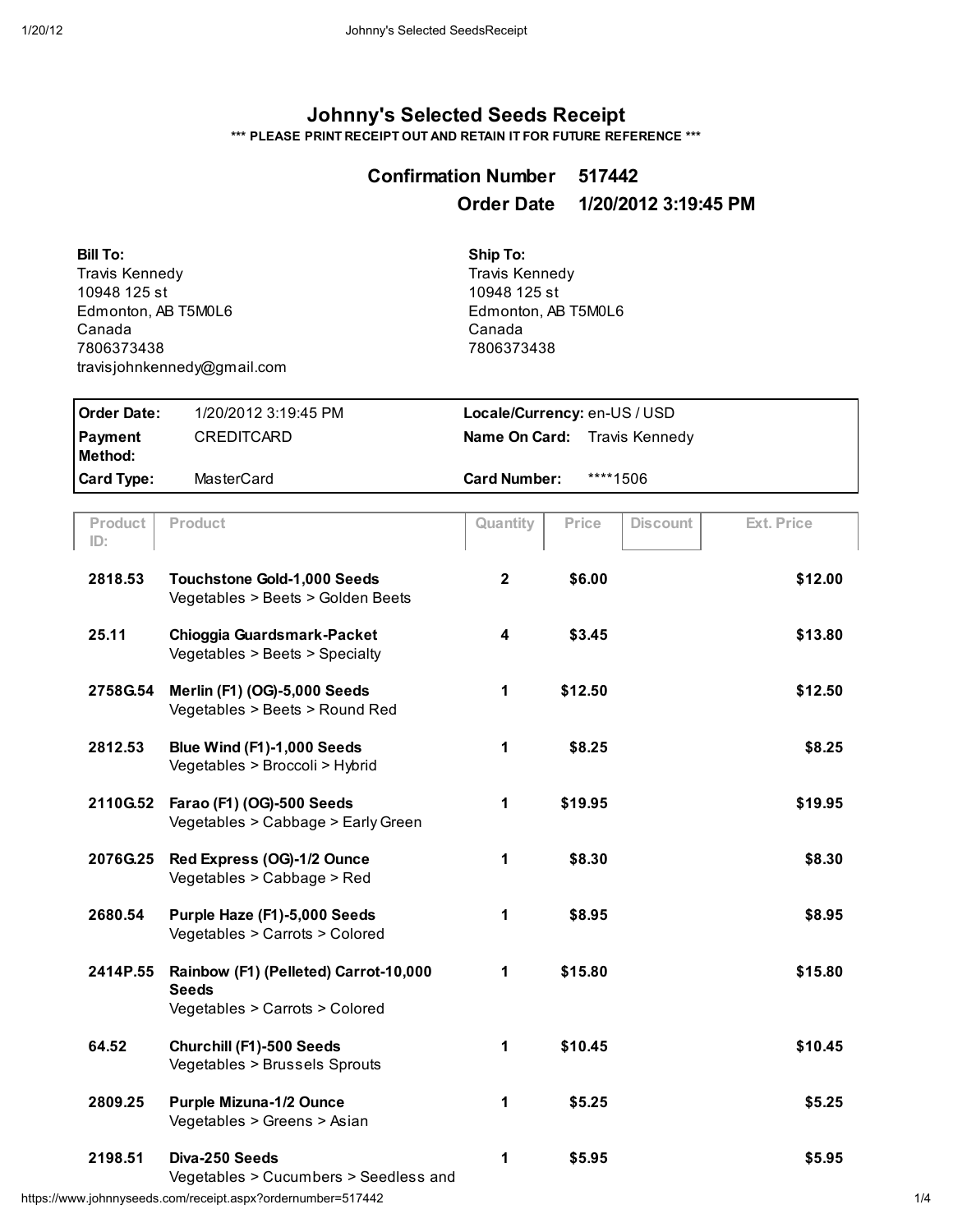# Johnny's Selected Seeds Receipt

**\*\*\* PLEASE PRINT RECEIPT OUT AND RETAIN IT FOR FUTURE REFERENCE \*\*\***

**Confirmation Number** 517442

**Order Date** 1/20/2012 3:19:45 PM

**Bill To:**
Travis Kennedy
10948 125 st
Edmonton, AB T5M0L6
Canada
7806373438
travisjohnkennedy@gmail.com

**Ship To:**
Travis Kennedy
10948 125 st
Edmonton, AB T5M0L6
Canada
7806373438

| | | | |
|---|---|---|---|
| **Order Date:** | 1/20/2012 3:19:45 PM | **Locale/Currency:** | en-US / USD |
| **Payment Method:** | CREDITCARD | **Name On Card:** | Travis Kennedy |
| **Card Type:** | MasterCard | **Card Number:** | ****1506 |

| Product ID: | Product | Quantity | Price | Discount | Ext. Price |
|---|---|---|---|---|---|
| **2818.53** | **Touchstone Gold-1,000 Seeds**<br>Vegetables > Beets > Golden Beets | **2** | **$6.00** | | **$12.00** |
| **25.11** | **Chioggia Guardsmark-Packet**<br>Vegetables > Beets > Specialty | **4** | **$3.45** | | **$13.80** |
| **2758G.54** | **Merlin (F1) (OG)-5,000 Seeds**<br>Vegetables > Beets > Round Red | **1** | **$12.50** | | **$12.50** |
| **2812.53** | **Blue Wind (F1)-1,000 Seeds**<br>Vegetables > Broccoli > Hybrid | **1** | **$8.25** | | **$8.25** |
| **2110G.52** | **Farao (F1) (OG)-500 Seeds**<br>Vegetables > Cabbage > Early Green | **1** | **$19.95** | | **$19.95** |
| **2076G.25** | **Red Express (OG)-1/2 Ounce**<br>Vegetables > Cabbage > Red | **1** | **$8.30** | | **$8.30** |
| **2680.54** | **Purple Haze (F1)-5,000 Seeds**<br>Vegetables > Carrots > Colored | **1** | **$8.95** | | **$8.95** |
| **2414P.55** | **Rainbow (F1) (Pelleted) Carrot-10,000 Seeds**<br>Vegetables > Carrots > Colored | **1** | **$15.80** | | **$15.80** |
| **64.52** | **Churchill (F1)-500 Seeds**<br>Vegetables > Brussels Sprouts | **1** | **$10.45** | | **$10.45** |
| **2809.25** | **Purple Mizuna-1/2 Ounce**<br>Vegetables > Greens > Asian | **1** | **$5.25** | | **$5.25** |
| **2198.51** | **Diva-250 Seeds**<br>Vegetables > Cucumbers > Seedless and | **1** | **$5.95** | | **$5.95** |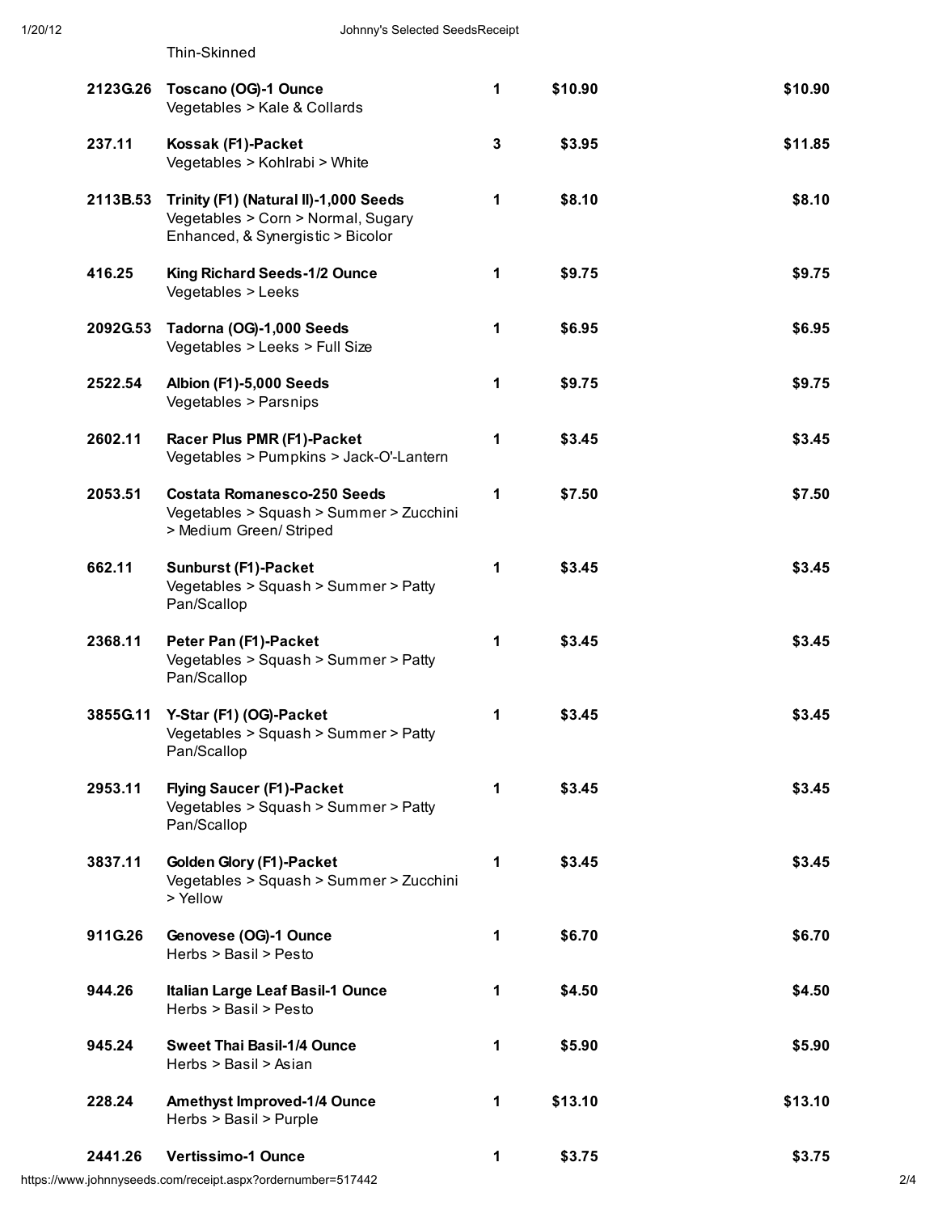Thin-Skinned

| | | | | |
|---|---|---|---|---|
| **2123G.26** | **Toscano (OG)-1 Ounce**<br>Vegetables > Kale & Collards | **1** | **$10.90** | **$10.90** |
| **237.11** | **Kossak (F1)-Packet**<br>Vegetables > Kohlrabi > White | **3** | **$3.95** | **$11.85** |
| **2113B.53** | **Trinity (F1) (Natural II)-1,000 Seeds**<br>Vegetables > Corn > Normal, Sugary Enhanced, & Synergistic > Bicolor | **1** | **$8.10** | **$8.10** |
| **416.25** | **King Richard Seeds-1/2 Ounce**<br>Vegetables > Leeks | **1** | **$9.75** | **$9.75** |
| **2092G.53** | **Tadorna (OG)-1,000 Seeds**<br>Vegetables > Leeks > Full Size | **1** | **$6.95** | **$6.95** |
| **2522.54** | **Albion (F1)-5,000 Seeds**<br>Vegetables > Parsnips | **1** | **$9.75** | **$9.75** |
| **2602.11** | **Racer Plus PMR (F1)-Packet**<br>Vegetables > Pumpkins > Jack-O'-Lantern | **1** | **$3.45** | **$3.45** |
| **2053.51** | **Costata Romanesco-250 Seeds**<br>Vegetables > Squash > Summer > Zucchini > Medium Green/ Striped | **1** | **$7.50** | **$7.50** |
| **662.11** | **Sunburst (F1)-Packet**<br>Vegetables > Squash > Summer > Patty Pan/Scallop | **1** | **$3.45** | **$3.45** |
| **2368.11** | **Peter Pan (F1)-Packet**<br>Vegetables > Squash > Summer > Patty Pan/Scallop | **1** | **$3.45** | **$3.45** |
| **3855G.11** | **Y-Star (F1) (OG)-Packet**<br>Vegetables > Squash > Summer > Patty Pan/Scallop | **1** | **$3.45** | **$3.45** |
| **2953.11** | **Flying Saucer (F1)-Packet**<br>Vegetables > Squash > Summer > Patty Pan/Scallop | **1** | **$3.45** | **$3.45** |
| **3837.11** | **Golden Glory (F1)-Packet**<br>Vegetables > Squash > Summer > Zucchini > Yellow | **1** | **$3.45** | **$3.45** |
| **911G.26** | **Genovese (OG)-1 Ounce**<br>Herbs > Basil > Pesto | **1** | **$6.70** | **$6.70** |
| **944.26** | **Italian Large Leaf Basil-1 Ounce**<br>Herbs > Basil > Pesto | **1** | **$4.50** | **$4.50** |
| **945.24** | **Sweet Thai Basil-1/4 Ounce**<br>Herbs > Basil > Asian | **1** | **$5.90** | **$5.90** |
| **228.24** | **Amethyst Improved-1/4 Ounce**<br>Herbs > Basil > Purple | **1** | **$13.10** | **$13.10** |
| **2441.26** | **Vertissimo-1 Ounce** | **1** | **$3.75** | **$3.75** |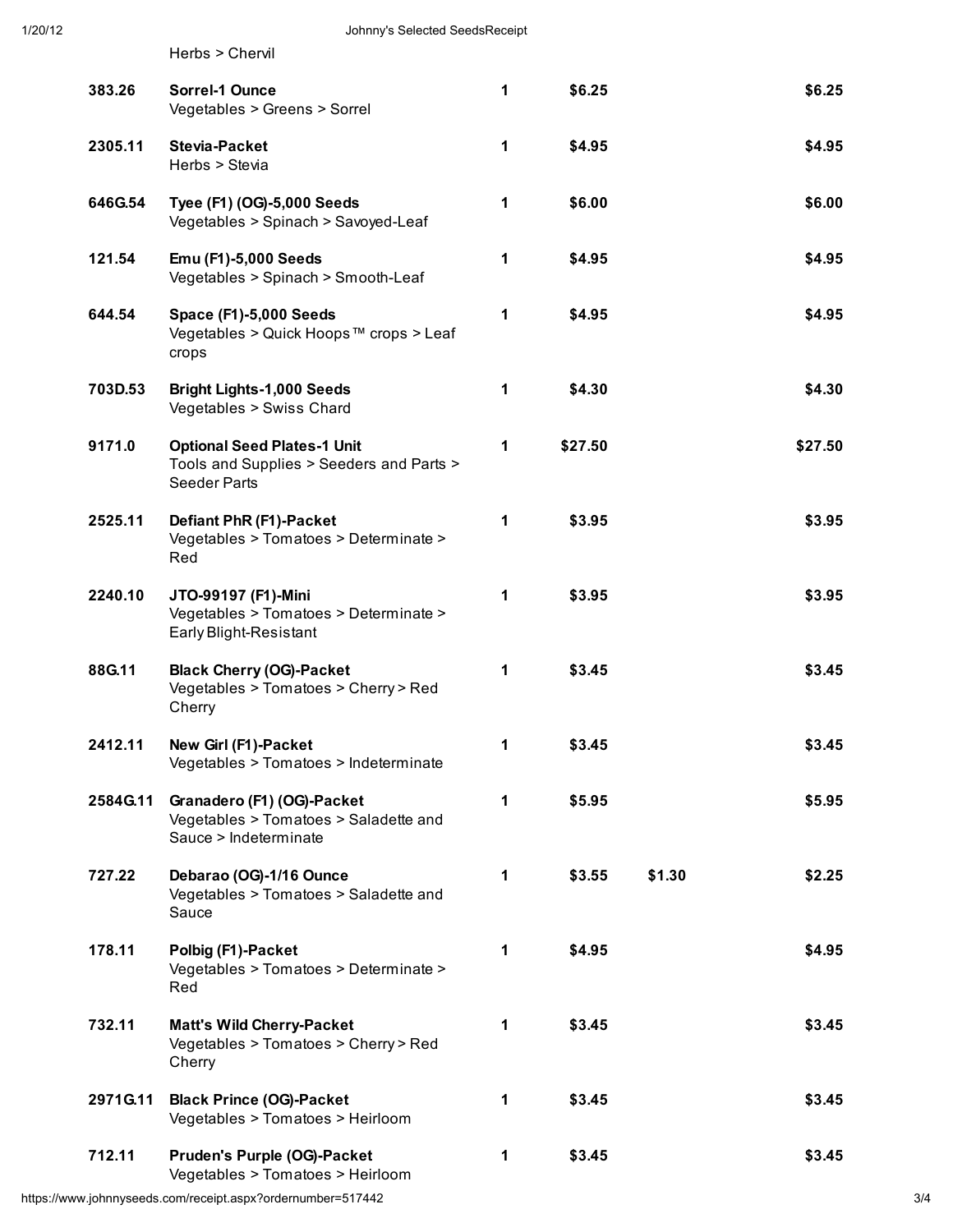| | Herbs > Chervil | | | | |
|---|---|---|---|---|---|
| 383.26 | **Sorrel-1 Ounce**<br>Vegetables > Greens > Sorrel | 1 | $6.25 | | $6.25 |
| 2305.11 | **Stevia-Packet**<br>Herbs > Stevia | 1 | $4.95 | | $4.95 |
| 646G.54 | **Tyee (F1) (OG)-5,000 Seeds**<br>Vegetables > Spinach > Savoyed-Leaf | 1 | $6.00 | | $6.00 |
| 121.54 | **Emu (F1)-5,000 Seeds**<br>Vegetables > Spinach > Smooth-Leaf | 1 | $4.95 | | $4.95 |
| 644.54 | **Space (F1)-5,000 Seeds**<br>Vegetables > Quick Hoops™ crops > Leaf crops | 1 | $4.95 | | $4.95 |
| 703D.53 | **Bright Lights-1,000 Seeds**<br>Vegetables > Swiss Chard | 1 | $4.30 | | $4.30 |
| 9171.0 | **Optional Seed Plates-1 Unit**<br>Tools and Supplies > Seeders and Parts > Seeder Parts | 1 | $27.50 | | $27.50 |
| 2525.11 | **Defiant PhR (F1)-Packet**<br>Vegetables > Tomatoes > Determinate > Red | 1 | $3.95 | | $3.95 |
| 2240.10 | **JTO-99197 (F1)-Mini**<br>Vegetables > Tomatoes > Determinate > Early Blight-Resistant | 1 | $3.95 | | $3.95 |
| 88G.11 | **Black Cherry (OG)-Packet**<br>Vegetables > Tomatoes > Cherry > Red Cherry | 1 | $3.45 | | $3.45 |
| 2412.11 | **New Girl (F1)-Packet**<br>Vegetables > Tomatoes > Indeterminate | 1 | $3.45 | | $3.45 |
| 2584G.11 | **Granadero (F1) (OG)-Packet**<br>Vegetables > Tomatoes > Saladette and Sauce > Indeterminate | 1 | $5.95 | | $5.95 |
| 727.22 | **Debarao (OG)-1/16 Ounce**<br>Vegetables > Tomatoes > Saladette and Sauce | 1 | $3.55 | $1.30 | $2.25 |
| 178.11 | **Polbig (F1)-Packet**<br>Vegetables > Tomatoes > Determinate > Red | 1 | $4.95 | | $4.95 |
| 732.11 | **Matt's Wild Cherry-Packet**<br>Vegetables > Tomatoes > Cherry > Red Cherry | 1 | $3.45 | | $3.45 |
| 2971G.11 | **Black Prince (OG)-Packet**<br>Vegetables > Tomatoes > Heirloom | 1 | $3.45 | | $3.45 |
| 712.11 | **Pruden's Purple (OG)-Packet**<br>Vegetables > Tomatoes > Heirloom | 1 | $3.45 | | $3.45 |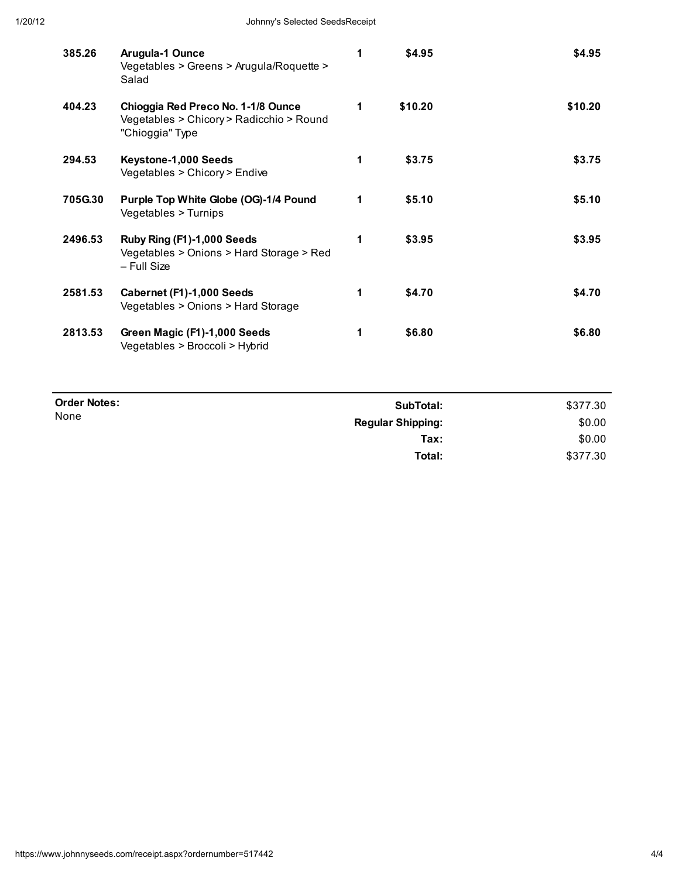| | | | | |
|---|---|---|---|---|
| **385.26** | **Arugula-1 Ounce**<br>Vegetables > Greens > Arugula/Roquette > Salad | **1** | **$4.95** | **$4.95** |
| **404.23** | **Chioggia Red Preco No. 1-1/8 Ounce**<br>Vegetables > Chicory > Radicchio > Round "Chioggia" Type | **1** | **$10.20** | **$10.20** |
| **294.53** | **Keystone-1,000 Seeds**<br>Vegetables > Chicory > Endive | **1** | **$3.75** | **$3.75** |
| **705G.30** | **Purple Top White Globe (OG)-1/4 Pound**<br>Vegetables > Turnips | **1** | **$5.10** | **$5.10** |
| **2496.53** | **Ruby Ring (F1)-1,000 Seeds**<br>Vegetables > Onions > Hard Storage > Red – Full Size | **1** | **$3.95** | **$3.95** |
| **2581.53** | **Cabernet (F1)-1,000 Seeds**<br>Vegetables > Onions > Hard Storage | **1** | **$4.70** | **$4.70** |
| **2813.53** | **Green Magic (F1)-1,000 Seeds**<br>Vegetables > Broccoli > Hybrid | **1** | **$6.80** | **$6.80** |

**Order Notes:**
None

| | |
|---|---|
| **SubTotal:** | $377.30 |
| **Regular Shipping:** | $0.00 |
| **Tax:** | $0.00 |
| **Total:** | $377.30 |